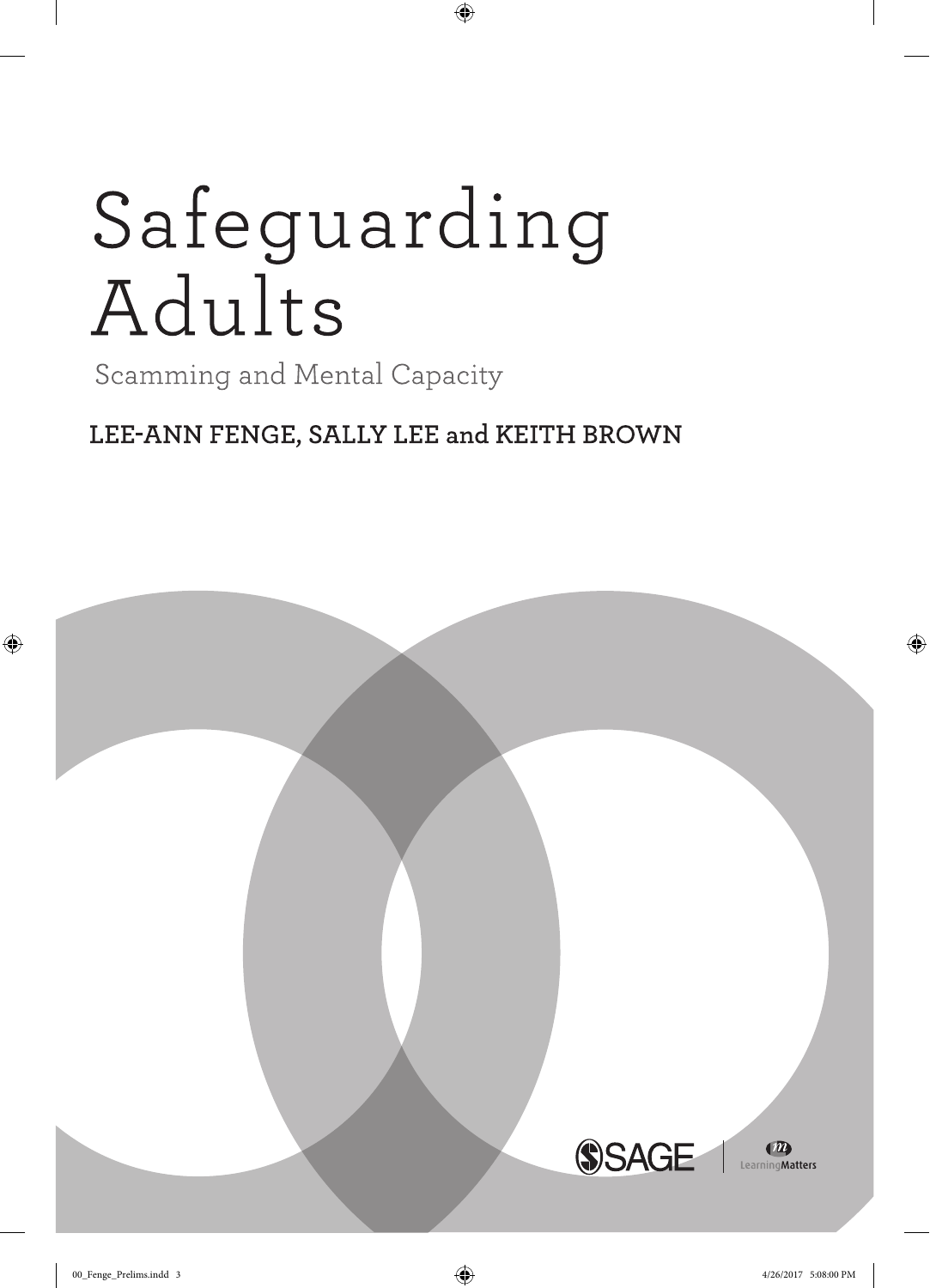# Safeguarding Adults

Scamming and Mental Capacity

**LEE-ANN FENGE, SALLY LEE and KEITH BROWN**

SAGE | Learning Matters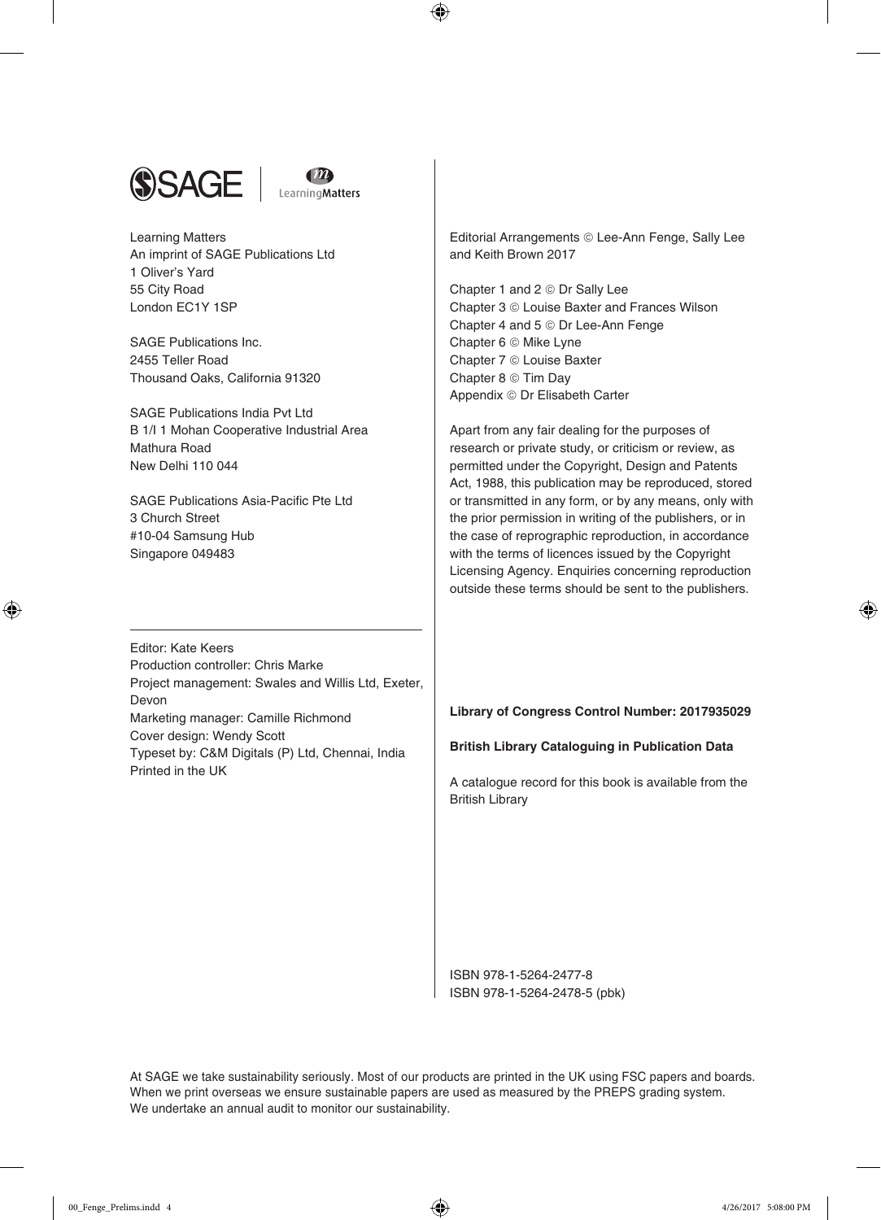SAGE | Learning Matters

Learning Matters
An imprint of SAGE Publications Ltd
1 Oliver's Yard
55 City Road
London EC1Y 1SP

SAGE Publications Inc.
2455 Teller Road
Thousand Oaks, California 91320

SAGE Publications India Pvt Ltd
B 1/I 1 Mohan Cooperative Industrial Area
Mathura Road
New Delhi 110 044

SAGE Publications Asia-Pacific Pte Ltd
3 Church Street
#10-04 Samsung Hub
Singapore 049483

Editor: Kate Keers
Production controller: Chris Marke
Project management: Swales and Willis Ltd, Exeter, Devon
Marketing manager: Camille Richmond
Cover design: Wendy Scott
Typeset by: C&M Digitals (P) Ltd, Chennai, India
Printed in the UK

Editorial Arrangements © Lee-Ann Fenge, Sally Lee and Keith Brown 2017

Chapter 1 and 2 © Dr Sally Lee
Chapter 3 © Louise Baxter and Frances Wilson
Chapter 4 and 5 © Dr Lee-Ann Fenge
Chapter 6 © Mike Lyne
Chapter 7 © Louise Baxter
Chapter 8 © Tim Day
Appendix © Dr Elisabeth Carter

Apart from any fair dealing for the purposes of research or private study, or criticism or review, as permitted under the Copyright, Design and Patents Act, 1988, this publication may be reproduced, stored or transmitted in any form, or by any means, only with the prior permission in writing of the publishers, or in the case of reprographic reproduction, in accordance with the terms of licences issued by the Copyright Licensing Agency. Enquiries concerning reproduction outside these terms should be sent to the publishers.

**Library of Congress Control Number: 2017935029**

**British Library Cataloguing in Publication Data**

A catalogue record for this book is available from the British Library

ISBN 978-1-5264-2477-8
ISBN 978-1-5264-2478-5 (pbk)

At SAGE we take sustainability seriously. Most of our products are printed in the UK using FSC papers and boards. When we print overseas we ensure sustainable papers are used as measured by the PREPS grading system. We undertake an annual audit to monitor our sustainability.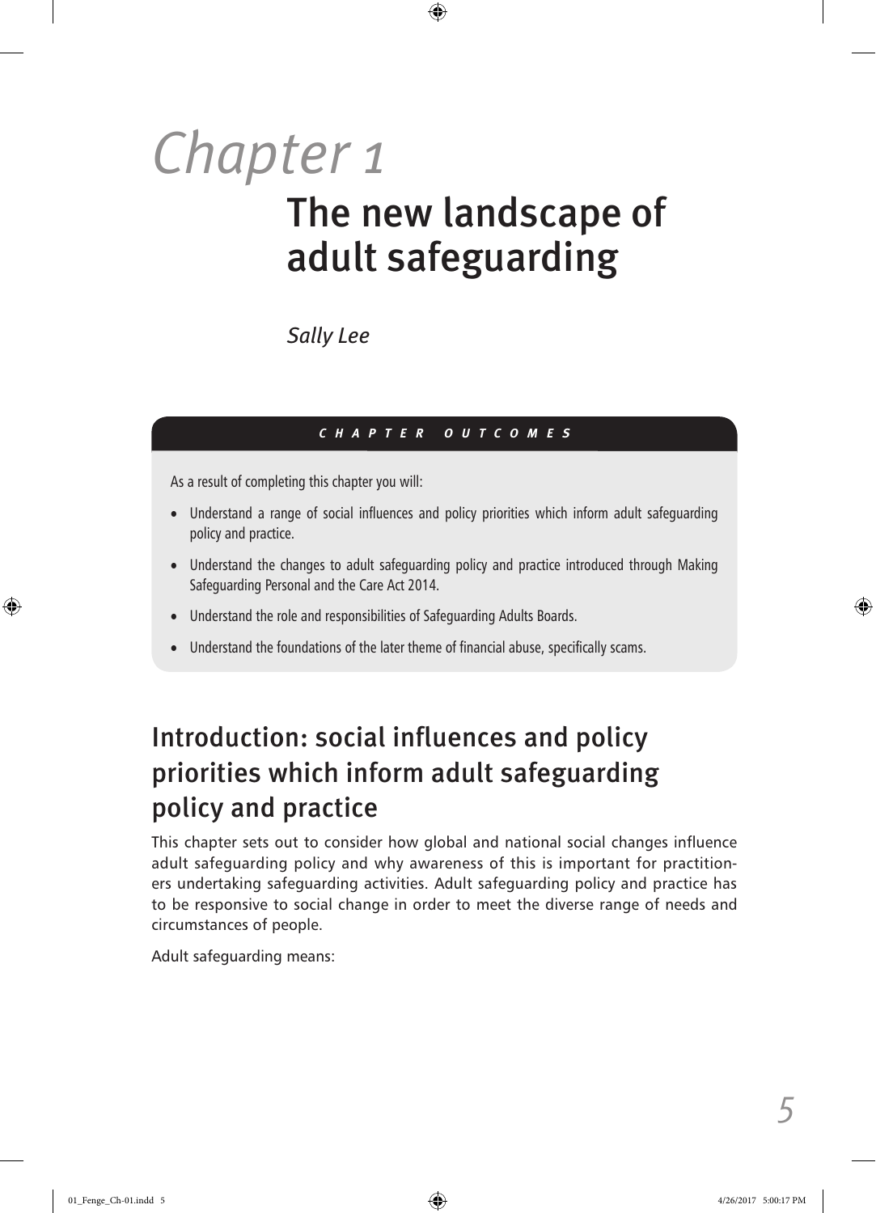# Chapter 1

# The new landscape of adult safeguarding

*Sally Lee*

**CHAPTER OUTCOMES**

As a result of completing this chapter you will:

- Understand a range of social influences and policy priorities which inform adult safeguarding policy and practice.
- Understand the changes to adult safeguarding policy and practice introduced through Making Safeguarding Personal and the Care Act 2014.
- Understand the role and responsibilities of Safeguarding Adults Boards.
- Understand the foundations of the later theme of financial abuse, specifically scams.

## Introduction: social influences and policy priorities which inform adult safeguarding policy and practice

This chapter sets out to consider how global and national social changes influence adult safeguarding policy and why awareness of this is important for practitioners undertaking safeguarding activities. Adult safeguarding policy and practice has to be responsive to social change in order to meet the diverse range of needs and circumstances of people.

Adult safeguarding means: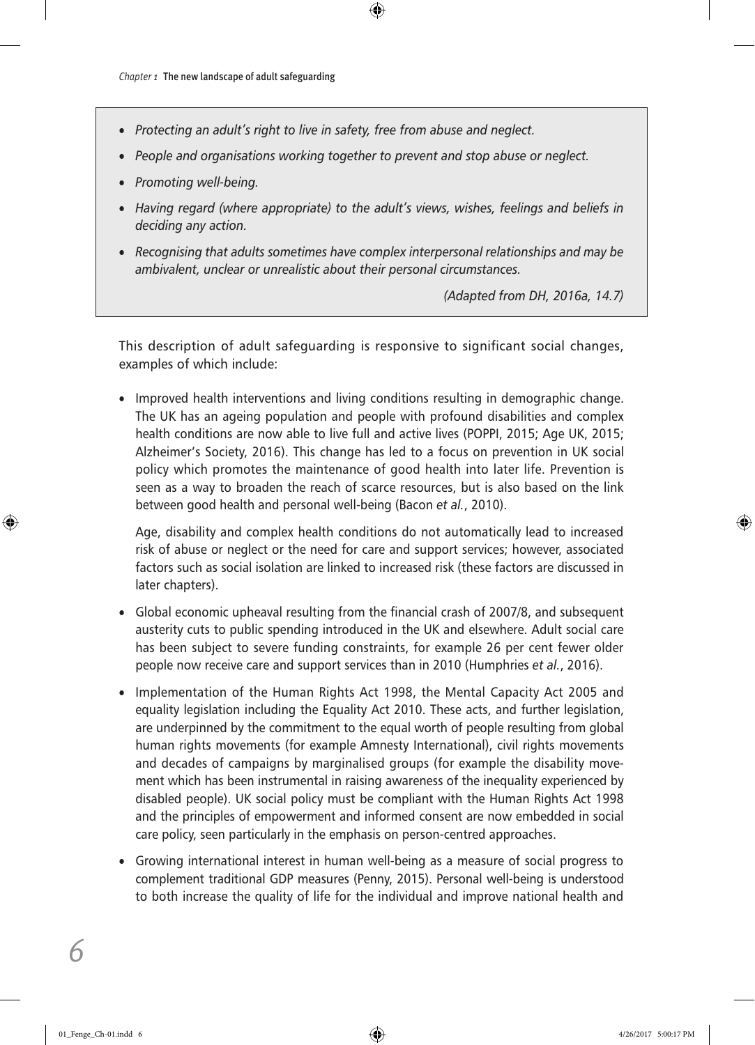- *Protecting an adult's right to live in safety, free from abuse and neglect.*
- *People and organisations working together to prevent and stop abuse or neglect.*
- *Promoting well-being.*
- *Having regard (where appropriate) to the adult's views, wishes, feelings and beliefs in deciding any action.*
- *Recognising that adults sometimes have complex interpersonal relationships and may be ambivalent, unclear or unrealistic about their personal circumstances.*

*(Adapted from DH, 2016a, 14.7)*

This description of adult safeguarding is responsive to significant social changes, examples of which include:

- Improved health interventions and living conditions resulting in demographic change. The UK has an ageing population and people with profound disabilities and complex health conditions are now able to live full and active lives (POPPI, 2015; Age UK, 2015; Alzheimer's Society, 2016). This change has led to a focus on prevention in UK social policy which promotes the maintenance of good health into later life. Prevention is seen as a way to broaden the reach of scarce resources, but is also based on the link between good health and personal well-being (Bacon *et al.*, 2010).

  Age, disability and complex health conditions do not automatically lead to increased risk of abuse or neglect or the need for care and support services; however, associated factors such as social isolation are linked to increased risk (these factors are discussed in later chapters).

- Global economic upheaval resulting from the financial crash of 2007/8, and subsequent austerity cuts to public spending introduced in the UK and elsewhere. Adult social care has been subject to severe funding constraints, for example 26 per cent fewer older people now receive care and support services than in 2010 (Humphries *et al.*, 2016).
- Implementation of the Human Rights Act 1998, the Mental Capacity Act 2005 and equality legislation including the Equality Act 2010. These acts, and further legislation, are underpinned by the commitment to the equal worth of people resulting from global human rights movements (for example Amnesty International), civil rights movements and decades of campaigns by marginalised groups (for example the disability movement which has been instrumental in raising awareness of the inequality experienced by disabled people). UK social policy must be compliant with the Human Rights Act 1998 and the principles of empowerment and informed consent are now embedded in social care policy, seen particularly in the emphasis on person-centred approaches.
- Growing international interest in human well-being as a measure of social progress to complement traditional GDP measures (Penny, 2015). Personal well-being is understood to both increase the quality of life for the individual and improve national health and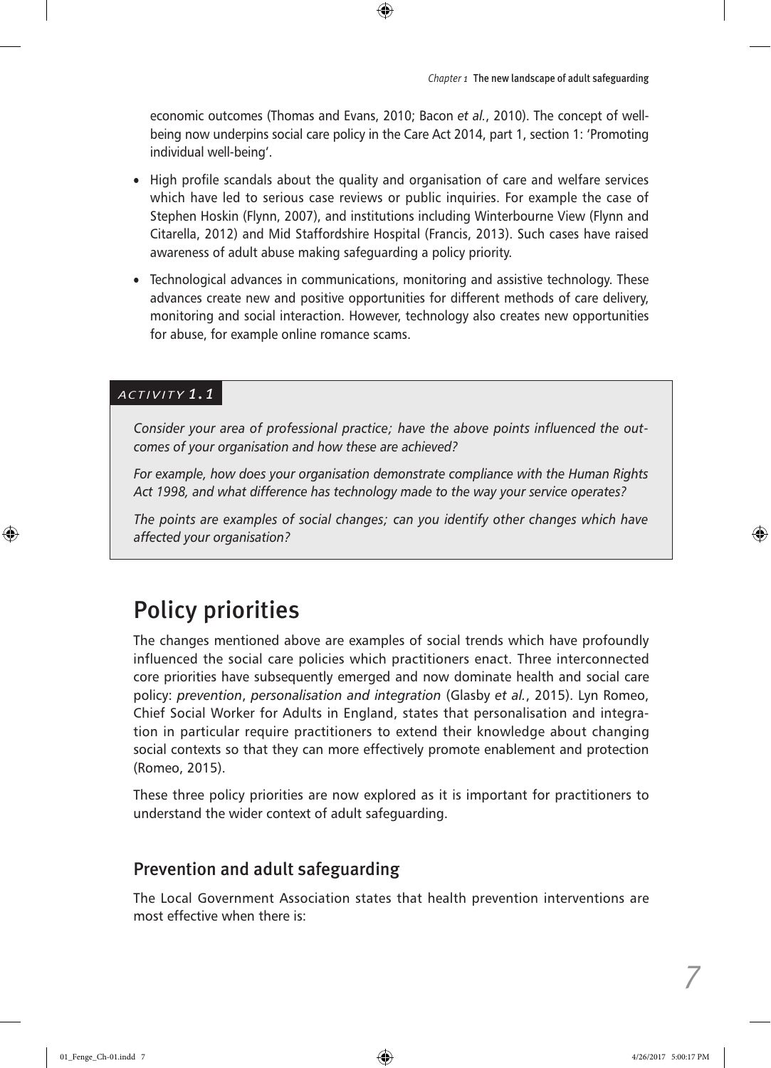economic outcomes (Thomas and Evans, 2010; Bacon *et al.*, 2010). The concept of well-being now underpins social care policy in the Care Act 2014, part 1, section 1: 'Promoting individual well-being'.

- High profile scandals about the quality and organisation of care and welfare services which have led to serious case reviews or public inquiries. For example the case of Stephen Hoskin (Flynn, 2007), and institutions including Winterbourne View (Flynn and Citarella, 2012) and Mid Staffordshire Hospital (Francis, 2013). Such cases have raised awareness of adult abuse making safeguarding a policy priority.
- Technological advances in communications, monitoring and assistive technology. These advances create new and positive opportunities for different methods of care delivery, monitoring and social interaction. However, technology also creates new opportunities for abuse, for example online romance scams.

> *ACTIVITY* ***1.1***
>
> *Consider your area of professional practice; have the above points influenced the outcomes of your organisation and how these are achieved?*
>
> *For example, how does your organisation demonstrate compliance with the Human Rights Act 1998, and what difference has technology made to the way your service operates?*
>
> *The points are examples of social changes; can you identify other changes which have affected your organisation?*

## Policy priorities

The changes mentioned above are examples of social trends which have profoundly influenced the social care policies which practitioners enact. Three interconnected core priorities have subsequently emerged and now dominate health and social care policy: *prevention*, *personalisation and integration* (Glasby *et al.*, 2015). Lyn Romeo, Chief Social Worker for Adults in England, states that personalisation and integration in particular require practitioners to extend their knowledge about changing social contexts so that they can more effectively promote enablement and protection (Romeo, 2015).

These three policy priorities are now explored as it is important for practitioners to understand the wider context of adult safeguarding.

### Prevention and adult safeguarding

The Local Government Association states that health prevention interventions are most effective when there is: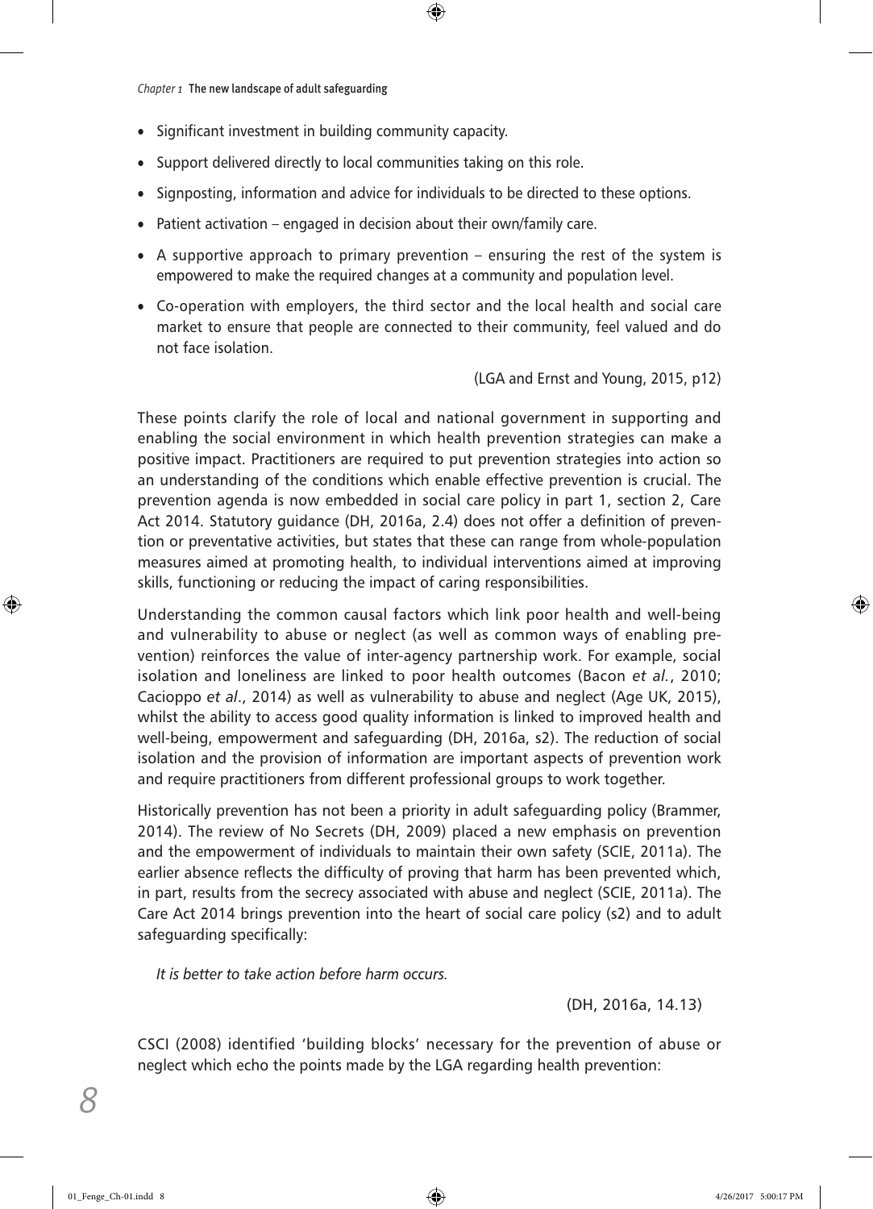- Significant investment in building community capacity.
- Support delivered directly to local communities taking on this role.
- Signposting, information and advice for individuals to be directed to these options.
- Patient activation – engaged in decision about their own/family care.
- A supportive approach to primary prevention – ensuring the rest of the system is empowered to make the required changes at a community and population level.
- Co-operation with employers, the third sector and the local health and social care market to ensure that people are connected to their community, feel valued and do not face isolation.

(LGA and Ernst and Young, 2015, p12)

These points clarify the role of local and national government in supporting and enabling the social environment in which health prevention strategies can make a positive impact. Practitioners are required to put prevention strategies into action so an understanding of the conditions which enable effective prevention is crucial. The prevention agenda is now embedded in social care policy in part 1, section 2, Care Act 2014. Statutory guidance (DH, 2016a, 2.4) does not offer a definition of prevention or preventative activities, but states that these can range from whole-population measures aimed at promoting health, to individual interventions aimed at improving skills, functioning or reducing the impact of caring responsibilities.

Understanding the common causal factors which link poor health and well-being and vulnerability to abuse or neglect (as well as common ways of enabling prevention) reinforces the value of inter-agency partnership work. For example, social isolation and loneliness are linked to poor health outcomes (Bacon *et al.*, 2010; Cacioppo *et al*., 2014) as well as vulnerability to abuse and neglect (Age UK, 2015), whilst the ability to access good quality information is linked to improved health and well-being, empowerment and safeguarding (DH, 2016a, s2). The reduction of social isolation and the provision of information are important aspects of prevention work and require practitioners from different professional groups to work together.

Historically prevention has not been a priority in adult safeguarding policy (Brammer, 2014). The review of No Secrets (DH, 2009) placed a new emphasis on prevention and the empowerment of individuals to maintain their own safety (SCIE, 2011a). The earlier absence reflects the difficulty of proving that harm has been prevented which, in part, results from the secrecy associated with abuse and neglect (SCIE, 2011a). The Care Act 2014 brings prevention into the heart of social care policy (s2) and to adult safeguarding specifically:

> *It is better to take action before harm occurs.*
>
> (DH, 2016a, 14.13)

CSCI (2008) identified 'building blocks' necessary for the prevention of abuse or neglect which echo the points made by the LGA regarding health prevention: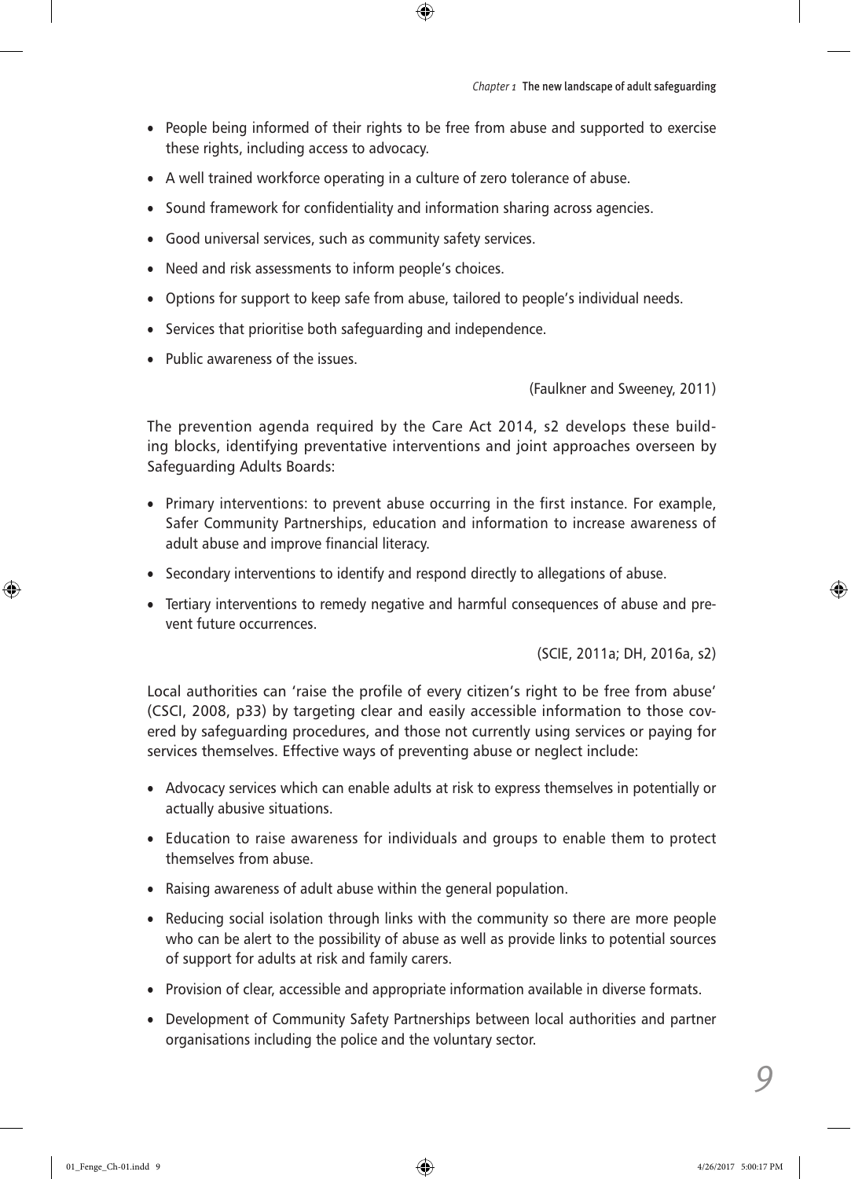- People being informed of their rights to be free from abuse and supported to exercise these rights, including access to advocacy.
- A well trained workforce operating in a culture of zero tolerance of abuse.
- Sound framework for confidentiality and information sharing across agencies.
- Good universal services, such as community safety services.
- Need and risk assessments to inform people's choices.
- Options for support to keep safe from abuse, tailored to people's individual needs.
- Services that prioritise both safeguarding and independence.
- Public awareness of the issues.

(Faulkner and Sweeney, 2011)

The prevention agenda required by the Care Act 2014, s2 develops these building blocks, identifying preventative interventions and joint approaches overseen by Safeguarding Adults Boards:

- Primary interventions: to prevent abuse occurring in the first instance. For example, Safer Community Partnerships, education and information to increase awareness of adult abuse and improve financial literacy.
- Secondary interventions to identify and respond directly to allegations of abuse.
- Tertiary interventions to remedy negative and harmful consequences of abuse and prevent future occurrences.

(SCIE, 2011a; DH, 2016a, s2)

Local authorities can 'raise the profile of every citizen's right to be free from abuse' (CSCI, 2008, p33) by targeting clear and easily accessible information to those covered by safeguarding procedures, and those not currently using services or paying for services themselves. Effective ways of preventing abuse or neglect include:

- Advocacy services which can enable adults at risk to express themselves in potentially or actually abusive situations.
- Education to raise awareness for individuals and groups to enable them to protect themselves from abuse.
- Raising awareness of adult abuse within the general population.
- Reducing social isolation through links with the community so there are more people who can be alert to the possibility of abuse as well as provide links to potential sources of support for adults at risk and family carers.
- Provision of clear, accessible and appropriate information available in diverse formats.
- Development of Community Safety Partnerships between local authorities and partner organisations including the police and the voluntary sector.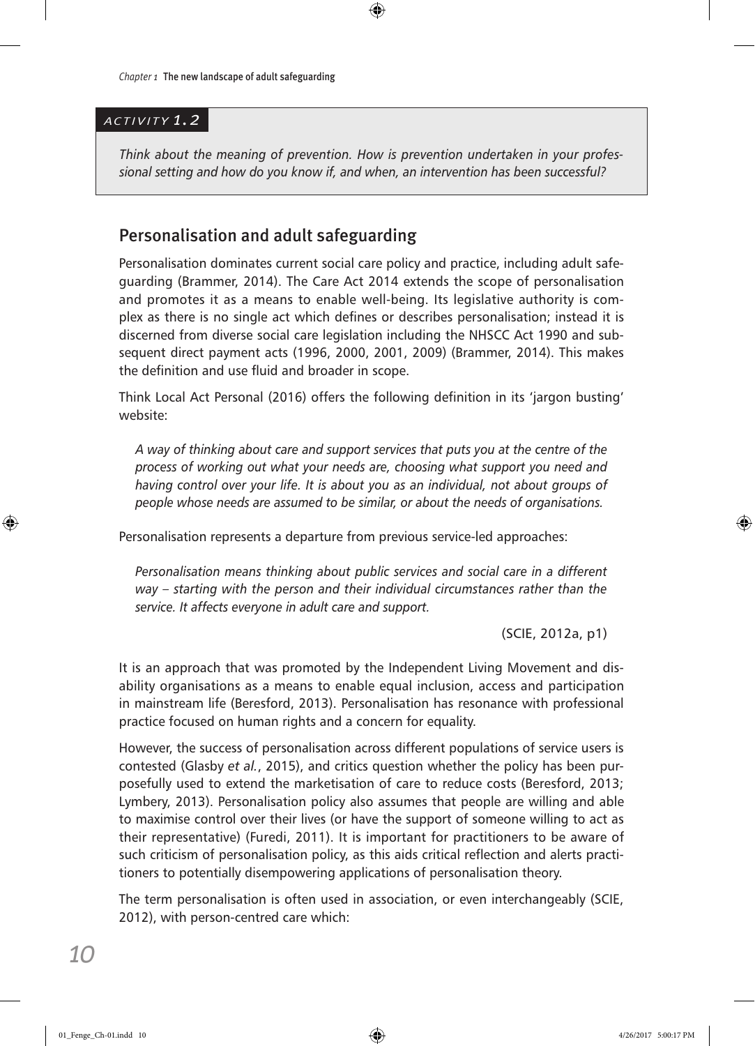*ACTIVITY 1.2*

*Think about the meaning of prevention. How is prevention undertaken in your professional setting and how do you know if, and when, an intervention has been successful?*

## Personalisation and adult safeguarding

Personalisation dominates current social care policy and practice, including adult safeguarding (Brammer, 2014). The Care Act 2014 extends the scope of personalisation and promotes it as a means to enable well-being. Its legislative authority is complex as there is no single act which defines or describes personalisation; instead it is discerned from diverse social care legislation including the NHSCC Act 1990 and subsequent direct payment acts (1996, 2000, 2001, 2009) (Brammer, 2014). This makes the definition and use fluid and broader in scope.

Think Local Act Personal (2016) offers the following definition in its 'jargon busting' website:

> *A way of thinking about care and support services that puts you at the centre of the process of working out what your needs are, choosing what support you need and having control over your life. It is about you as an individual, not about groups of people whose needs are assumed to be similar, or about the needs of organisations.*

Personalisation represents a departure from previous service-led approaches:

> *Personalisation means thinking about public services and social care in a different way – starting with the person and their individual circumstances rather than the service. It affects everyone in adult care and support.*
>
> (SCIE, 2012a, p1)

It is an approach that was promoted by the Independent Living Movement and disability organisations as a means to enable equal inclusion, access and participation in mainstream life (Beresford, 2013). Personalisation has resonance with professional practice focused on human rights and a concern for equality.

However, the success of personalisation across different populations of service users is contested (Glasby *et al.*, 2015), and critics question whether the policy has been purposefully used to extend the marketisation of care to reduce costs (Beresford, 2013; Lymbery, 2013). Personalisation policy also assumes that people are willing and able to maximise control over their lives (or have the support of someone willing to act as their representative) (Furedi, 2011). It is important for practitioners to be aware of such criticism of personalisation policy, as this aids critical reflection and alerts practitioners to potentially disempowering applications of personalisation theory.

The term personalisation is often used in association, or even interchangeably (SCIE, 2012), with person-centred care which: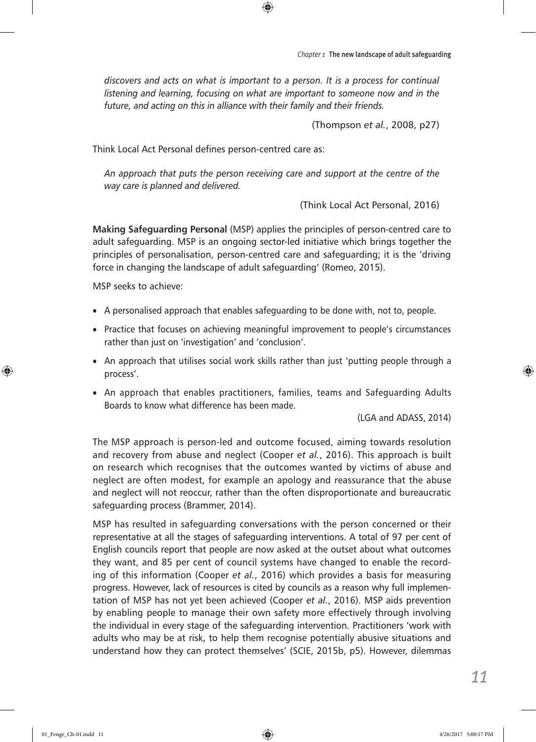*discovers and acts on what is important to a person. It is a process for continual listening and learning, focusing on what are important to someone now and in the future, and acting on this in alliance with their family and their friends.*

(Thompson *et al.*, 2008, p27)

Think Local Act Personal defines person-centred care as:

*An approach that puts the person receiving care and support at the centre of the way care is planned and delivered.*

(Think Local Act Personal, 2016)

**Making Safeguarding Personal** (MSP) applies the principles of person-centred care to adult safeguarding. MSP is an ongoing sector-led initiative which brings together the principles of personalisation, person-centred care and safeguarding; it is the 'driving force in changing the landscape of adult safeguarding' (Romeo, 2015).

MSP seeks to achieve:

- A personalised approach that enables safeguarding to be done with, not to, people.
- Practice that focuses on achieving meaningful improvement to people's circumstances rather than just on 'investigation' and 'conclusion'.
- An approach that utilises social work skills rather than just 'putting people through a process'.
- An approach that enables practitioners, families, teams and Safeguarding Adults Boards to know what difference has been made.

(LGA and ADASS, 2014)

The MSP approach is person-led and outcome focused, aiming towards resolution and recovery from abuse and neglect (Cooper *et al.*, 2016). This approach is built on research which recognises that the outcomes wanted by victims of abuse and neglect are often modest, for example an apology and reassurance that the abuse and neglect will not reoccur, rather than the often disproportionate and bureaucratic safeguarding process (Brammer, 2014).

MSP has resulted in safeguarding conversations with the person concerned or their representative at all the stages of safeguarding interventions. A total of 97 per cent of English councils report that people are now asked at the outset about what outcomes they want, and 85 per cent of council systems have changed to enable the recording of this information (Cooper *et al.*, 2016) which provides a basis for measuring progress. However, lack of resources is cited by councils as a reason why full implementation of MSP has not yet been achieved (Cooper *et al.*, 2016). MSP aids prevention by enabling people to manage their own safety more effectively through involving the individual in every stage of the safeguarding intervention. Practitioners 'work with adults who may be at risk, to help them recognise potentially abusive situations and understand how they can protect themselves' (SCIE, 2015b, p5). However, dilemmas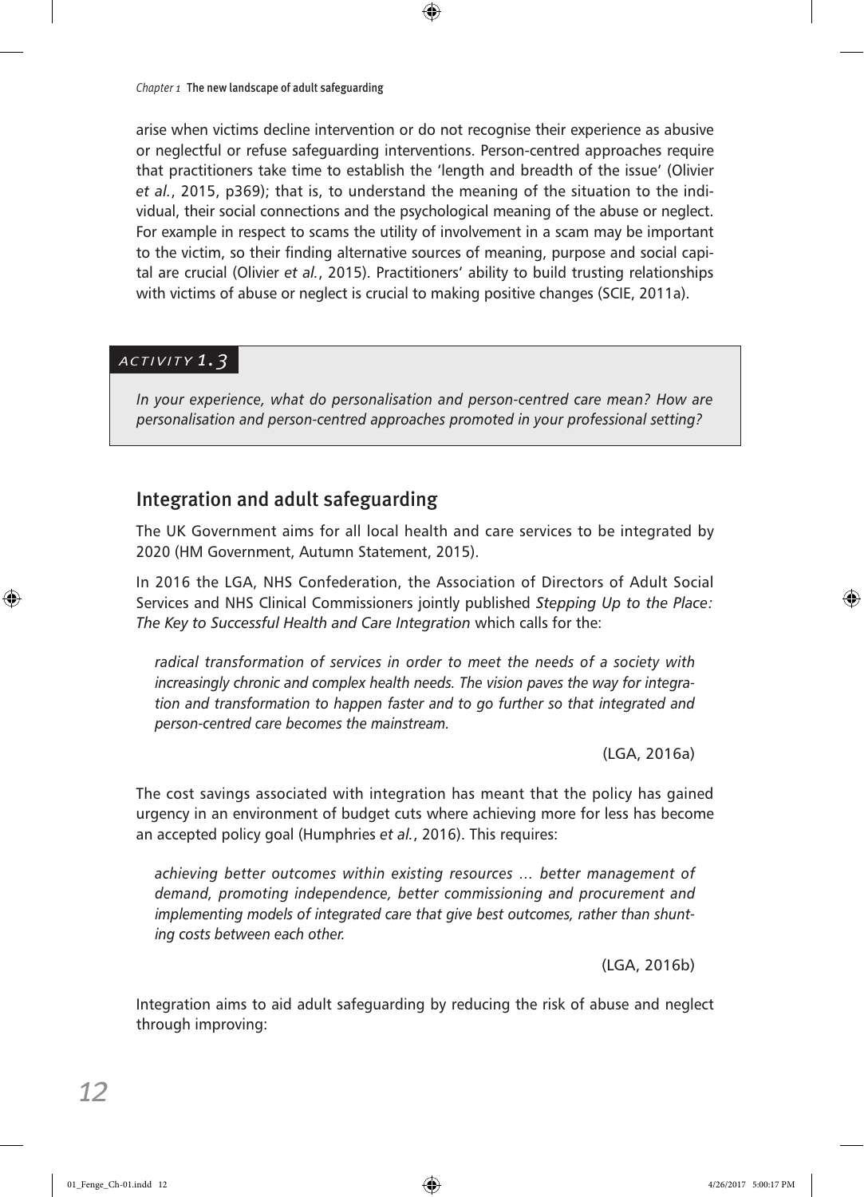arise when victims decline intervention or do not recognise their experience as abusive or neglectful or refuse safeguarding interventions. Person-centred approaches require that practitioners take time to establish the 'length and breadth of the issue' (Olivier *et al.*, 2015, p369); that is, to understand the meaning of the situation to the individual, their social connections and the psychological meaning of the abuse or neglect. For example in respect to scams the utility of involvement in a scam may be important to the victim, so their finding alternative sources of meaning, purpose and social capital are crucial (Olivier *et al.*, 2015). Practitioners' ability to build trusting relationships with victims of abuse or neglect is crucial to making positive changes (SCIE, 2011a).

> *ACTIVITY 1.3*
>
> *In your experience, what do personalisation and person-centred care mean? How are personalisation and person-centred approaches promoted in your professional setting?*

## Integration and adult safeguarding

The UK Government aims for all local health and care services to be integrated by 2020 (HM Government, Autumn Statement, 2015).

In 2016 the LGA, NHS Confederation, the Association of Directors of Adult Social Services and NHS Clinical Commissioners jointly published *Stepping Up to the Place: The Key to Successful Health and Care Integration* which calls for the:

> *radical transformation of services in order to meet the needs of a society with increasingly chronic and complex health needs. The vision paves the way for integration and transformation to happen faster and to go further so that integrated and person-centred care becomes the mainstream.*
>
> (LGA, 2016a)

The cost savings associated with integration has meant that the policy has gained urgency in an environment of budget cuts where achieving more for less has become an accepted policy goal (Humphries *et al.*, 2016). This requires:

> *achieving better outcomes within existing resources ... better management of demand, promoting independence, better commissioning and procurement and implementing models of integrated care that give best outcomes, rather than shunting costs between each other.*
>
> (LGA, 2016b)

Integration aims to aid adult safeguarding by reducing the risk of abuse and neglect through improving: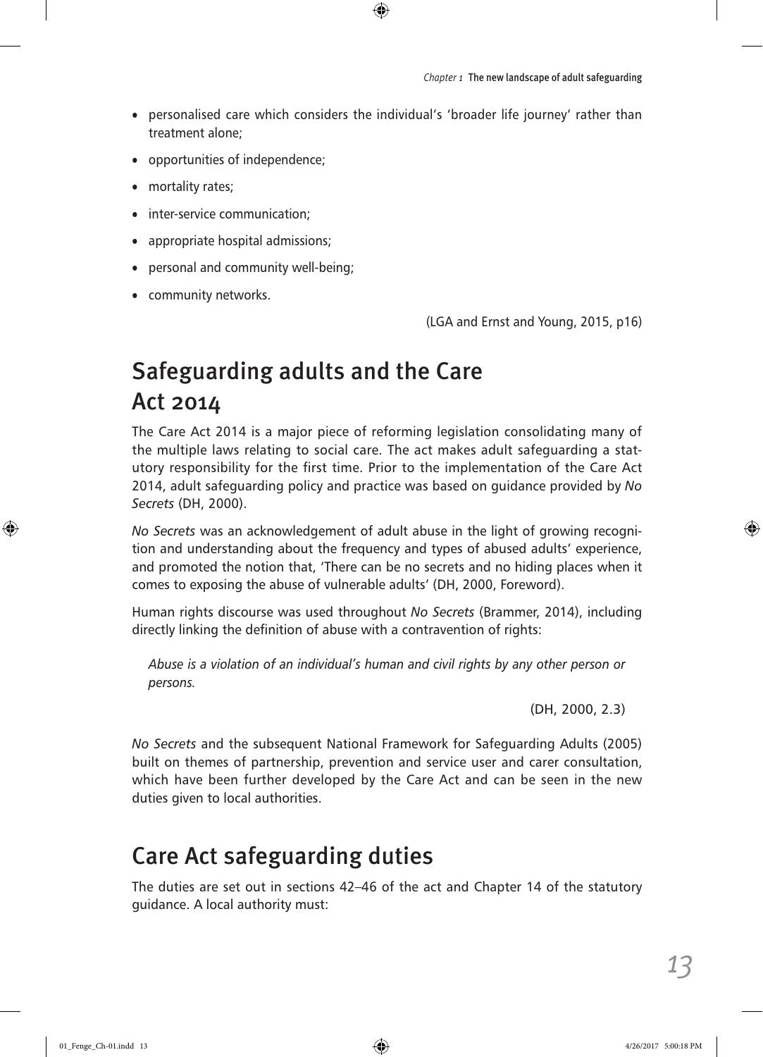- personalised care which considers the individual's 'broader life journey' rather than treatment alone;
- opportunities of independence;
- mortality rates;
- inter-service communication;
- appropriate hospital admissions;
- personal and community well-being;
- community networks.

(LGA and Ernst and Young, 2015, p16)

## Safeguarding adults and the Care Act 2014

The Care Act 2014 is a major piece of reforming legislation consolidating many of the multiple laws relating to social care. The act makes adult safeguarding a statutory responsibility for the first time. Prior to the implementation of the Care Act 2014, adult safeguarding policy and practice was based on guidance provided by *No Secrets* (DH, 2000).

*No Secrets* was an acknowledgement of adult abuse in the light of growing recognition and understanding about the frequency and types of abused adults' experience, and promoted the notion that, 'There can be no secrets and no hiding places when it comes to exposing the abuse of vulnerable adults' (DH, 2000, Foreword).

Human rights discourse was used throughout *No Secrets* (Brammer, 2014), including directly linking the definition of abuse with a contravention of rights:

> *Abuse is a violation of an individual's human and civil rights by any other person or persons.*
>
> (DH, 2000, 2.3)

*No Secrets* and the subsequent National Framework for Safeguarding Adults (2005) built on themes of partnership, prevention and service user and carer consultation, which have been further developed by the Care Act and can be seen in the new duties given to local authorities.

## Care Act safeguarding duties

The duties are set out in sections 42–46 of the act and Chapter 14 of the statutory guidance. A local authority must: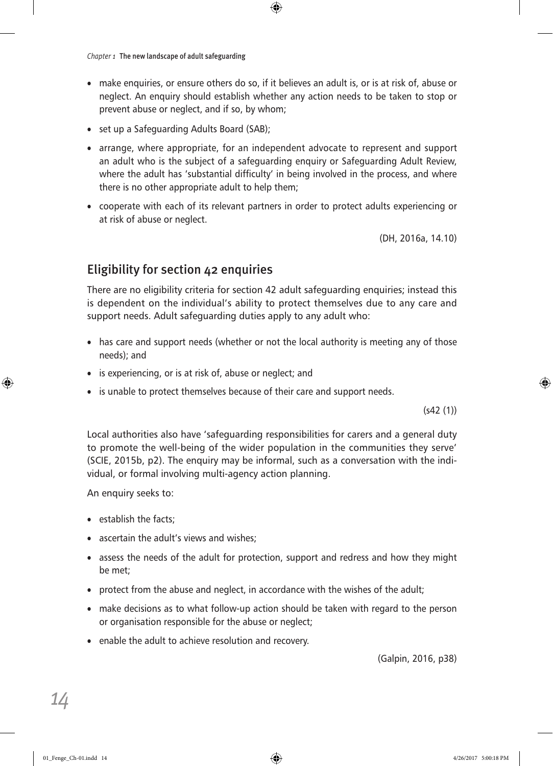- make enquiries, or ensure others do so, if it believes an adult is, or is at risk of, abuse or neglect. An enquiry should establish whether any action needs to be taken to stop or prevent abuse or neglect, and if so, by whom;
- set up a Safeguarding Adults Board (SAB);
- arrange, where appropriate, for an independent advocate to represent and support an adult who is the subject of a safeguarding enquiry or Safeguarding Adult Review, where the adult has 'substantial difficulty' in being involved in the process, and where there is no other appropriate adult to help them;
- cooperate with each of its relevant partners in order to protect adults experiencing or at risk of abuse or neglect.

(DH, 2016a, 14.10)

## Eligibility for section 42 enquiries

There are no eligibility criteria for section 42 adult safeguarding enquiries; instead this is dependent on the individual's ability to protect themselves due to any care and support needs. Adult safeguarding duties apply to any adult who:

- has care and support needs (whether or not the local authority is meeting any of those needs); and
- is experiencing, or is at risk of, abuse or neglect; and
- is unable to protect themselves because of their care and support needs.

(s42 (1))

Local authorities also have 'safeguarding responsibilities for carers and a general duty to promote the well-being of the wider population in the communities they serve' (SCIE, 2015b, p2). The enquiry may be informal, such as a conversation with the individual, or formal involving multi-agency action planning.

An enquiry seeks to:

- establish the facts;
- ascertain the adult's views and wishes;
- assess the needs of the adult for protection, support and redress and how they might be met;
- protect from the abuse and neglect, in accordance with the wishes of the adult;
- make decisions as to what follow-up action should be taken with regard to the person or organisation responsible for the abuse or neglect;
- enable the adult to achieve resolution and recovery.

(Galpin, 2016, p38)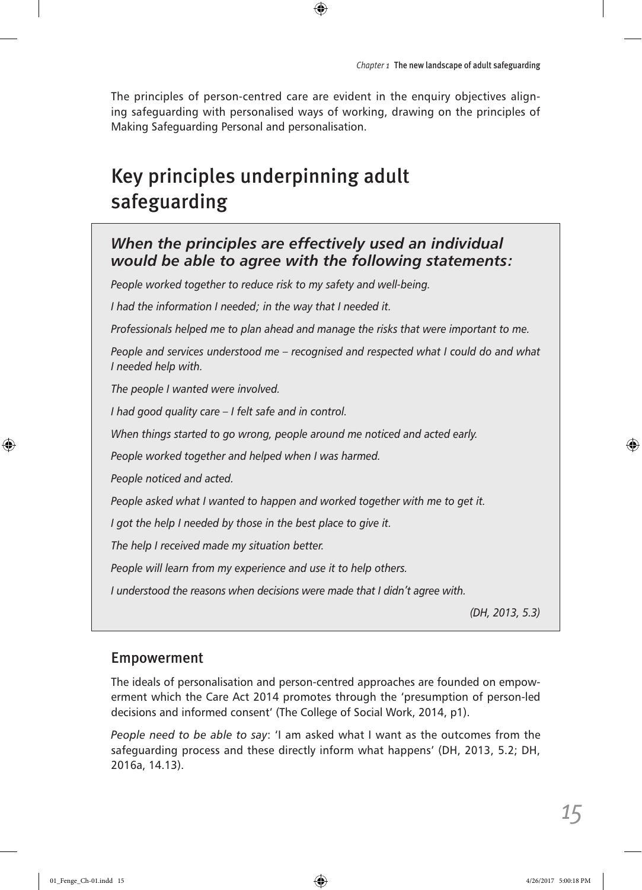The principles of person-centred care are evident in the enquiry objectives aligning safeguarding with personalised ways of working, drawing on the principles of Making Safeguarding Personal and personalisation.

## Key principles underpinning adult safeguarding

> ***When the principles are effectively used an individual would be able to agree with the following statements:***
>
> *People worked together to reduce risk to my safety and well-being.*
>
> *I had the information I needed; in the way that I needed it.*
>
> *Professionals helped me to plan ahead and manage the risks that were important to me.*
>
> *People and services understood me – recognised and respected what I could do and what I needed help with.*
>
> *The people I wanted were involved.*
>
> *I had good quality care – I felt safe and in control.*
>
> *When things started to go wrong, people around me noticed and acted early.*
>
> *People worked together and helped when I was harmed.*
>
> *People noticed and acted.*
>
> *People asked what I wanted to happen and worked together with me to get it.*
>
> *I got the help I needed by those in the best place to give it.*
>
> *The help I received made my situation better.*
>
> *People will learn from my experience and use it to help others.*
>
> *I understood the reasons when decisions were made that I didn't agree with.*
>
> *(DH, 2013, 5.3)*

### Empowerment

The ideals of personalisation and person-centred approaches are founded on empowerment which the Care Act 2014 promotes through the 'presumption of person-led decisions and informed consent' (The College of Social Work, 2014, p1).

*People need to be able to say*: 'I am asked what I want as the outcomes from the safeguarding process and these directly inform what happens' (DH, 2013, 5.2; DH, 2016a, 14.13).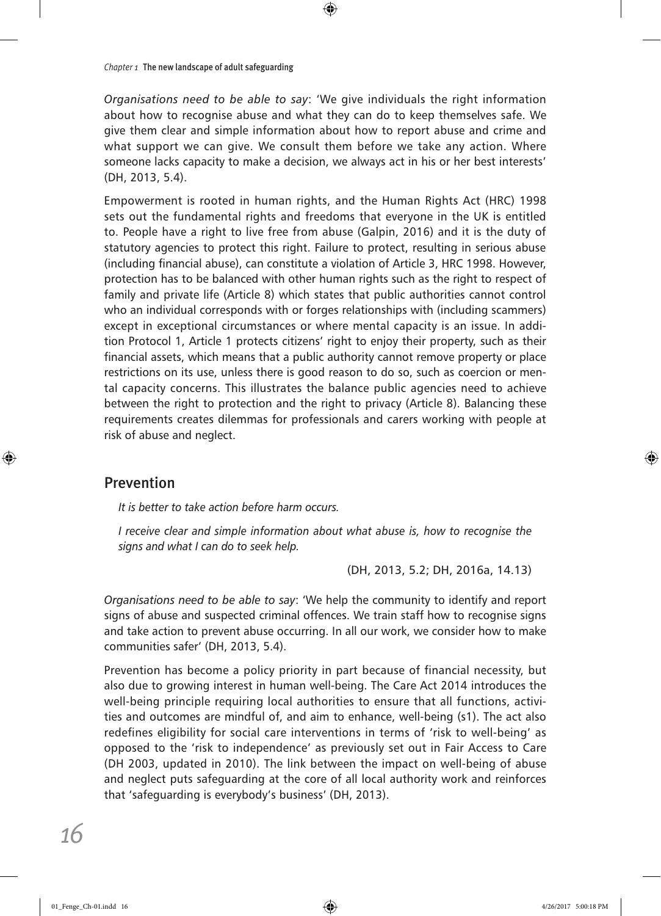*Organisations need to be able to say*: 'We give individuals the right information about how to recognise abuse and what they can do to keep themselves safe. We give them clear and simple information about how to report abuse and crime and what support we can give. We consult them before we take any action. Where someone lacks capacity to make a decision, we always act in his or her best interests' (DH, 2013, 5.4).

Empowerment is rooted in human rights, and the Human Rights Act (HRC) 1998 sets out the fundamental rights and freedoms that everyone in the UK is entitled to. People have a right to live free from abuse (Galpin, 2016) and it is the duty of statutory agencies to protect this right. Failure to protect, resulting in serious abuse (including financial abuse), can constitute a violation of Article 3, HRC 1998. However, protection has to be balanced with other human rights such as the right to respect of family and private life (Article 8) which states that public authorities cannot control who an individual corresponds with or forges relationships with (including scammers) except in exceptional circumstances or where mental capacity is an issue. In addition Protocol 1, Article 1 protects citizens' right to enjoy their property, such as their financial assets, which means that a public authority cannot remove property or place restrictions on its use, unless there is good reason to do so, such as coercion or mental capacity concerns. This illustrates the balance public agencies need to achieve between the right to protection and the right to privacy (Article 8). Balancing these requirements creates dilemmas for professionals and carers working with people at risk of abuse and neglect.

## Prevention

*It is better to take action before harm occurs.*

*I receive clear and simple information about what abuse is, how to recognise the signs and what I can do to seek help.*

(DH, 2013, 5.2; DH, 2016a, 14.13)

*Organisations need to be able to say*: 'We help the community to identify and report signs of abuse and suspected criminal offences. We train staff how to recognise signs and take action to prevent abuse occurring. In all our work, we consider how to make communities safer' (DH, 2013, 5.4).

Prevention has become a policy priority in part because of financial necessity, but also due to growing interest in human well-being. The Care Act 2014 introduces the well-being principle requiring local authorities to ensure that all functions, activities and outcomes are mindful of, and aim to enhance, well-being (s1). The act also redefines eligibility for social care interventions in terms of 'risk to well-being' as opposed to the 'risk to independence' as previously set out in Fair Access to Care (DH 2003, updated in 2010). The link between the impact on well-being of abuse and neglect puts safeguarding at the core of all local authority work and reinforces that 'safeguarding is everybody's business' (DH, 2013).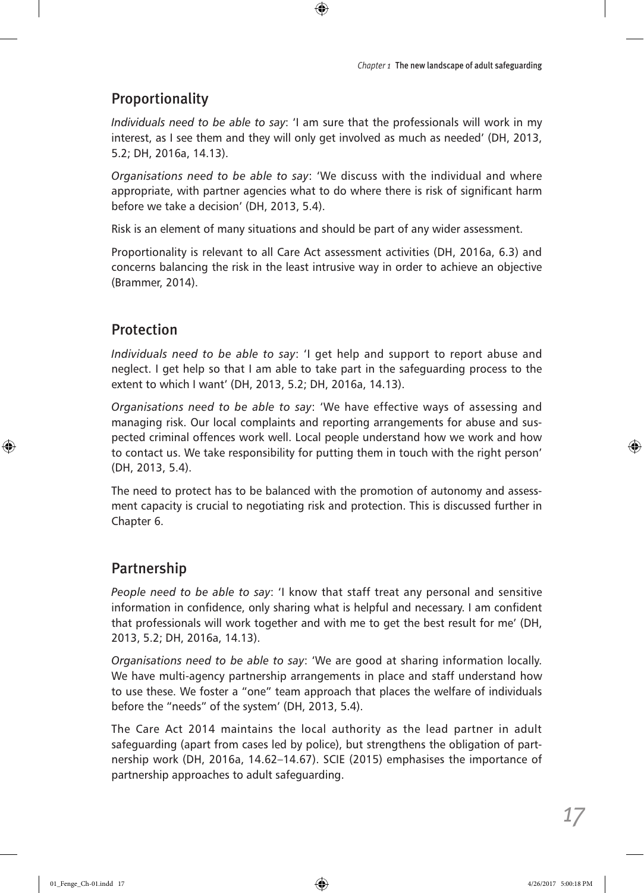## Proportionality

*Individuals need to be able to say*: 'I am sure that the professionals will work in my interest, as I see them and they will only get involved as much as needed' (DH, 2013, 5.2; DH, 2016a, 14.13).

*Organisations need to be able to say*: 'We discuss with the individual and where appropriate, with partner agencies what to do where there is risk of significant harm before we take a decision' (DH, 2013, 5.4).

Risk is an element of many situations and should be part of any wider assessment.

Proportionality is relevant to all Care Act assessment activities (DH, 2016a, 6.3) and concerns balancing the risk in the least intrusive way in order to achieve an objective (Brammer, 2014).

## Protection

*Individuals need to be able to say*: 'I get help and support to report abuse and neglect. I get help so that I am able to take part in the safeguarding process to the extent to which I want' (DH, 2013, 5.2; DH, 2016a, 14.13).

*Organisations need to be able to say*: 'We have effective ways of assessing and managing risk. Our local complaints and reporting arrangements for abuse and suspected criminal offences work well. Local people understand how we work and how to contact us. We take responsibility for putting them in touch with the right person' (DH, 2013, 5.4).

The need to protect has to be balanced with the promotion of autonomy and assessment capacity is crucial to negotiating risk and protection. This is discussed further in Chapter 6.

## Partnership

*People need to be able to say*: 'I know that staff treat any personal and sensitive information in confidence, only sharing what is helpful and necessary. I am confident that professionals will work together and with me to get the best result for me' (DH, 2013, 5.2; DH, 2016a, 14.13).

*Organisations need to be able to say*: 'We are good at sharing information locally. We have multi-agency partnership arrangements in place and staff understand how to use these. We foster a "one" team approach that places the welfare of individuals before the "needs" of the system' (DH, 2013, 5.4).

The Care Act 2014 maintains the local authority as the lead partner in adult safeguarding (apart from cases led by police), but strengthens the obligation of partnership work (DH, 2016a, 14.62–14.67). SCIE (2015) emphasises the importance of partnership approaches to adult safeguarding.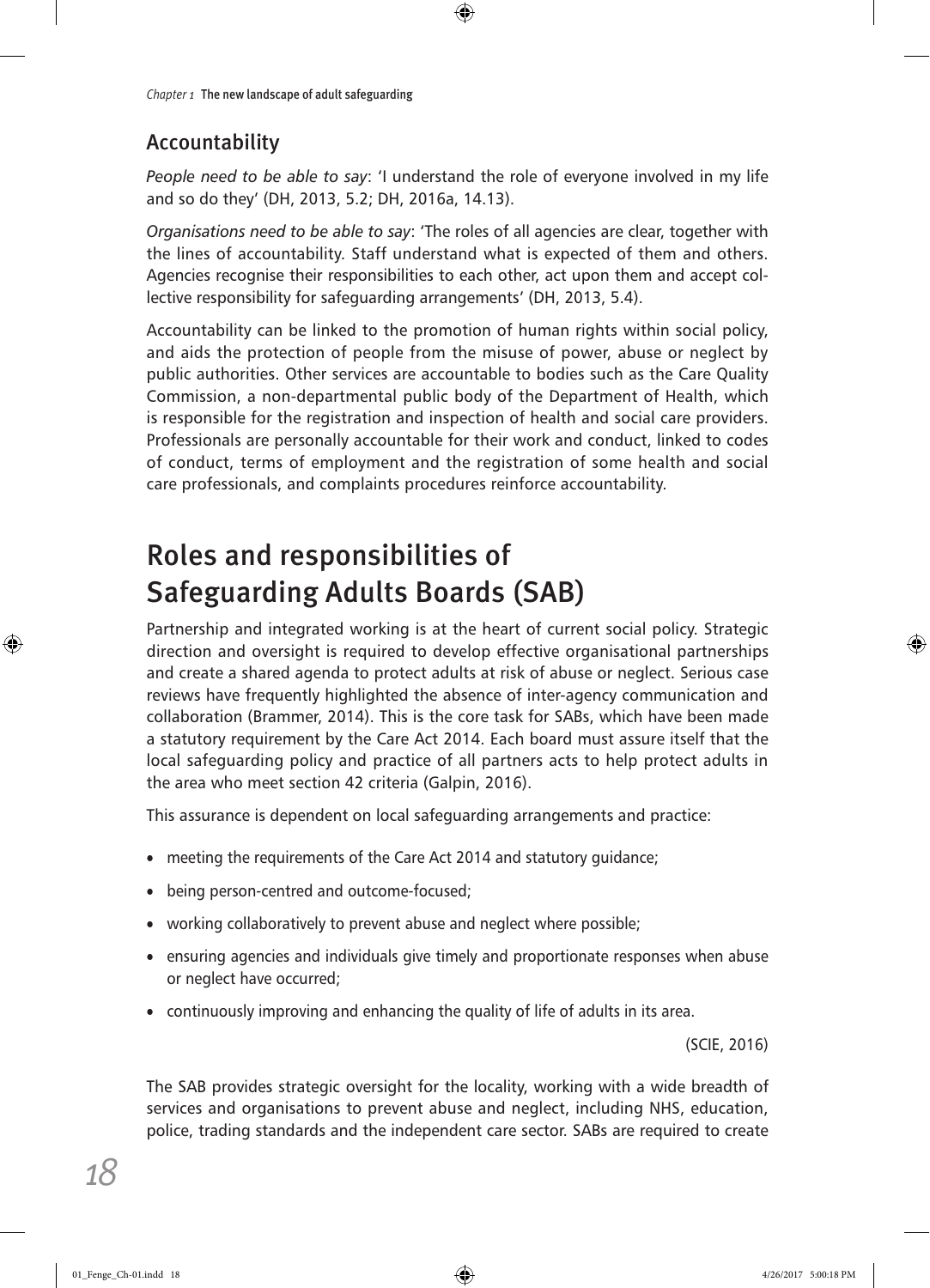### Accountability

*People need to be able to say*: 'I understand the role of everyone involved in my life and so do they' (DH, 2013, 5.2; DH, 2016a, 14.13).

*Organisations need to be able to say*: 'The roles of all agencies are clear, together with the lines of accountability. Staff understand what is expected of them and others. Agencies recognise their responsibilities to each other, act upon them and accept collective responsibility for safeguarding arrangements' (DH, 2013, 5.4).

Accountability can be linked to the promotion of human rights within social policy, and aids the protection of people from the misuse of power, abuse or neglect by public authorities. Other services are accountable to bodies such as the Care Quality Commission, a non-departmental public body of the Department of Health, which is responsible for the registration and inspection of health and social care providers. Professionals are personally accountable for their work and conduct, linked to codes of conduct, terms of employment and the registration of some health and social care professionals, and complaints procedures reinforce accountability.

## Roles and responsibilities of Safeguarding Adults Boards (SAB)

Partnership and integrated working is at the heart of current social policy. Strategic direction and oversight is required to develop effective organisational partnerships and create a shared agenda to protect adults at risk of abuse or neglect. Serious case reviews have frequently highlighted the absence of inter-agency communication and collaboration (Brammer, 2014). This is the core task for SABs, which have been made a statutory requirement by the Care Act 2014. Each board must assure itself that the local safeguarding policy and practice of all partners acts to help protect adults in the area who meet section 42 criteria (Galpin, 2016).

This assurance is dependent on local safeguarding arrangements and practice:

- meeting the requirements of the Care Act 2014 and statutory guidance;
- being person-centred and outcome-focused;
- working collaboratively to prevent abuse and neglect where possible;
- ensuring agencies and individuals give timely and proportionate responses when abuse or neglect have occurred;
- continuously improving and enhancing the quality of life of adults in its area.

(SCIE, 2016)

The SAB provides strategic oversight for the locality, working with a wide breadth of services and organisations to prevent abuse and neglect, including NHS, education, police, trading standards and the independent care sector. SABs are required to create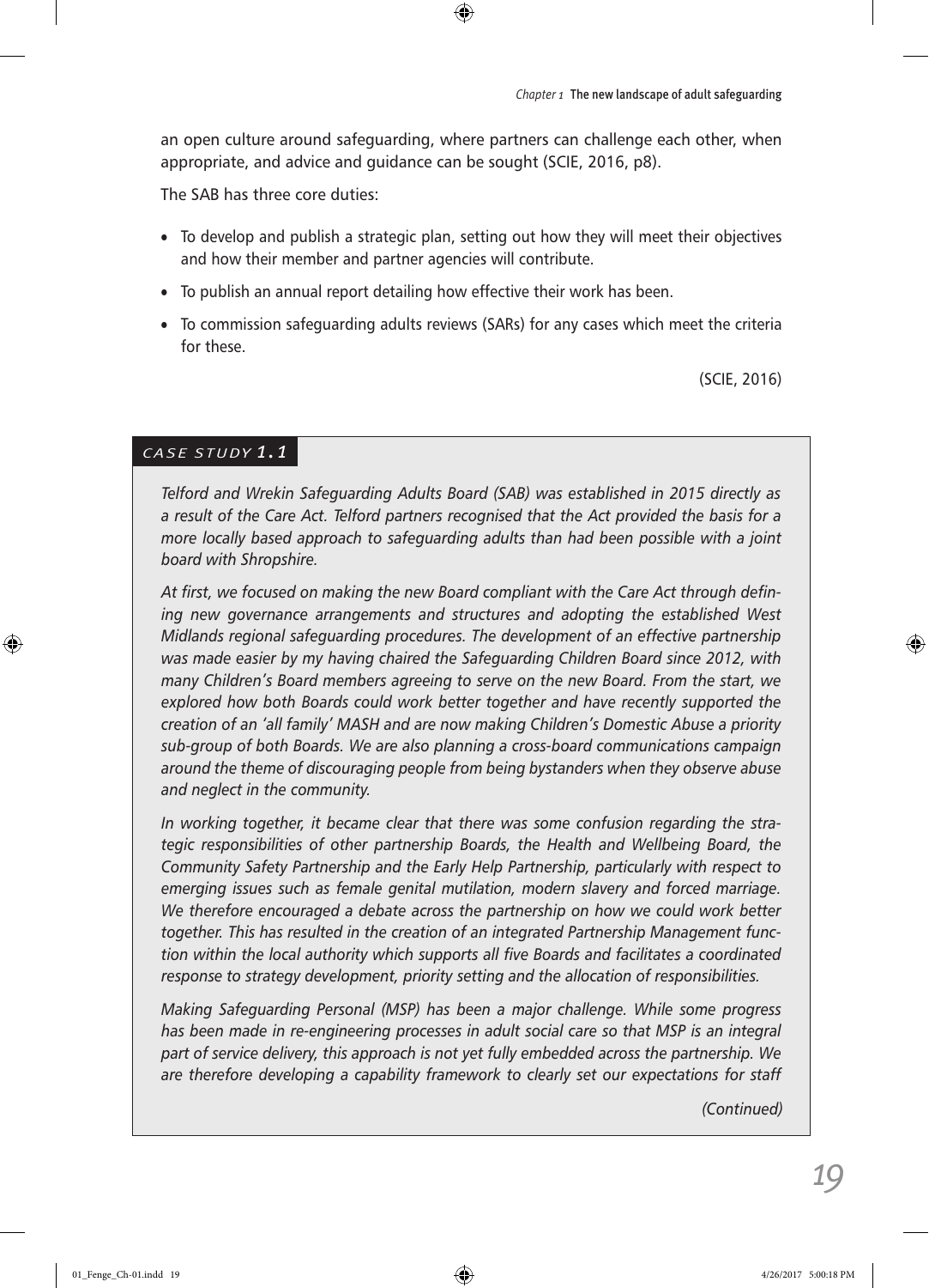an open culture around safeguarding, where partners can challenge each other, when appropriate, and advice and guidance can be sought (SCIE, 2016, p8).

The SAB has three core duties:

- To develop and publish a strategic plan, setting out how they will meet their objectives and how their member and partner agencies will contribute.
- To publish an annual report detailing how effective their work has been.
- To commission safeguarding adults reviews (SARs) for any cases which meet the criteria for these.

(SCIE, 2016)

### *CASE STUDY* 1.1

*Telford and Wrekin Safeguarding Adults Board (SAB) was established in 2015 directly as a result of the Care Act. Telford partners recognised that the Act provided the basis for a more locally based approach to safeguarding adults than had been possible with a joint board with Shropshire.*

*At first, we focused on making the new Board compliant with the Care Act through defining new governance arrangements and structures and adopting the established West Midlands regional safeguarding procedures. The development of an effective partnership was made easier by my having chaired the Safeguarding Children Board since 2012, with many Children's Board members agreeing to serve on the new Board. From the start, we explored how both Boards could work better together and have recently supported the creation of an 'all family' MASH and are now making Children's Domestic Abuse a priority sub-group of both Boards. We are also planning a cross-board communications campaign around the theme of discouraging people from being bystanders when they observe abuse and neglect in the community.*

*In working together, it became clear that there was some confusion regarding the strategic responsibilities of other partnership Boards, the Health and Wellbeing Board, the Community Safety Partnership and the Early Help Partnership, particularly with respect to emerging issues such as female genital mutilation, modern slavery and forced marriage. We therefore encouraged a debate across the partnership on how we could work better together. This has resulted in the creation of an integrated Partnership Management function within the local authority which supports all five Boards and facilitates a coordinated response to strategy development, priority setting and the allocation of responsibilities.*

*Making Safeguarding Personal (MSP) has been a major challenge. While some progress has been made in re-engineering processes in adult social care so that MSP is an integral part of service delivery, this approach is not yet fully embedded across the partnership. We are therefore developing a capability framework to clearly set our expectations for staff*

*(Continued)*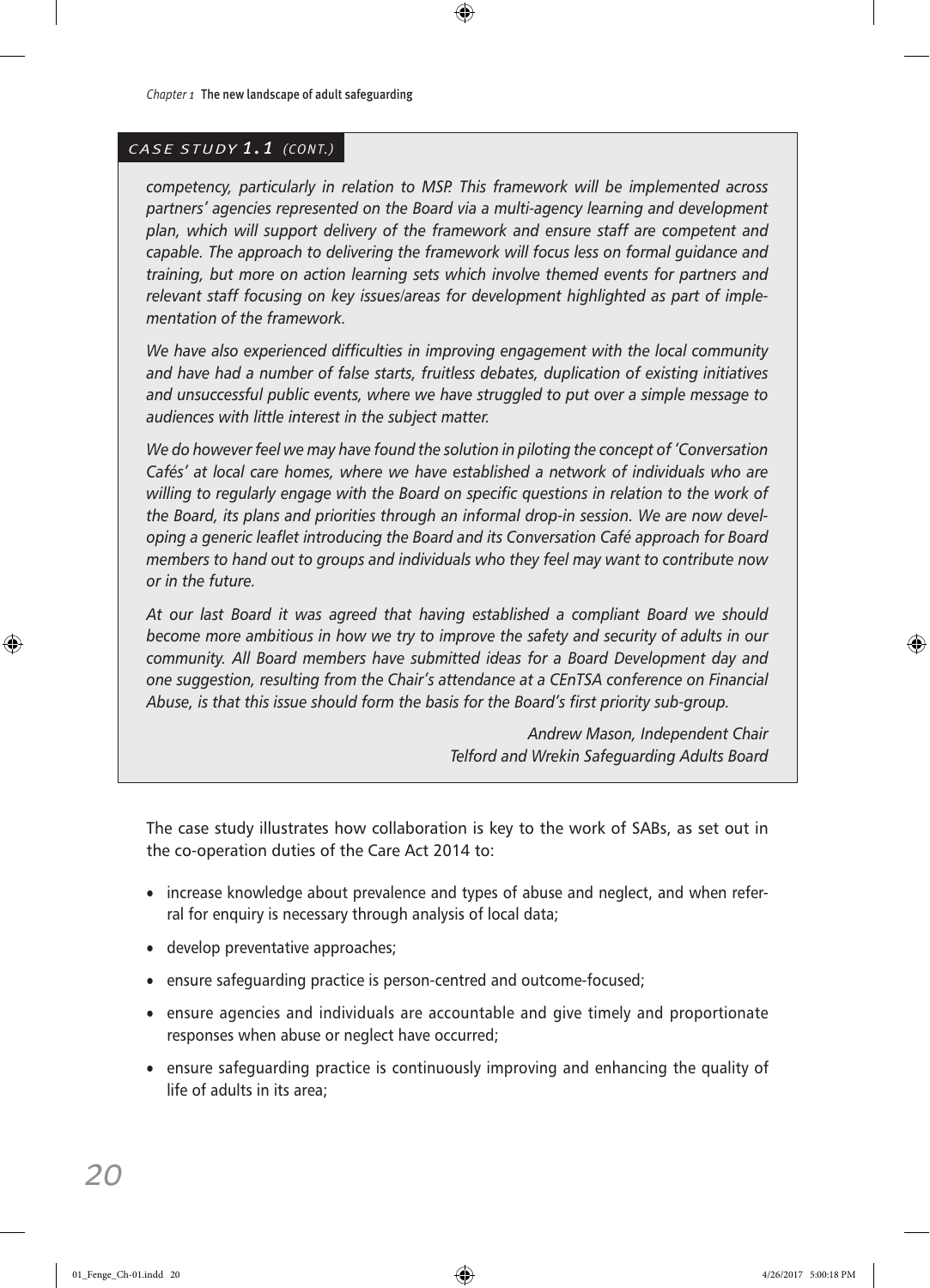*CASE STUDY 1.1 (CONT.)*

*competency, particularly in relation to MSP. This framework will be implemented across partners' agencies represented on the Board via a multi-agency learning and development plan, which will support delivery of the framework and ensure staff are competent and capable. The approach to delivering the framework will focus less on formal guidance and training, but more on action learning sets which involve themed events for partners and relevant staff focusing on key issues/areas for development highlighted as part of implementation of the framework.*

*We have also experienced difficulties in improving engagement with the local community and have had a number of false starts, fruitless debates, duplication of existing initiatives and unsuccessful public events, where we have struggled to put over a simple message to audiences with little interest in the subject matter.*

*We do however feel we may have found the solution in piloting the concept of 'Conversation Cafés' at local care homes, where we have established a network of individuals who are willing to regularly engage with the Board on specific questions in relation to the work of the Board, its plans and priorities through an informal drop-in session. We are now developing a generic leaflet introducing the Board and its Conversation Café approach for Board members to hand out to groups and individuals who they feel may want to contribute now or in the future.*

*At our last Board it was agreed that having established a compliant Board we should become more ambitious in how we try to improve the safety and security of adults in our community. All Board members have submitted ideas for a Board Development day and one suggestion, resulting from the Chair's attendance at a CEnTSA conference on Financial Abuse, is that this issue should form the basis for the Board's first priority sub-group.*

*Andrew Mason, Independent Chair*
*Telford and Wrekin Safeguarding Adults Board*

The case study illustrates how collaboration is key to the work of SABs, as set out in the co-operation duties of the Care Act 2014 to:

- increase knowledge about prevalence and types of abuse and neglect, and when referral for enquiry is necessary through analysis of local data;
- develop preventative approaches;
- ensure safeguarding practice is person-centred and outcome-focused;
- ensure agencies and individuals are accountable and give timely and proportionate responses when abuse or neglect have occurred;
- ensure safeguarding practice is continuously improving and enhancing the quality of life of adults in its area;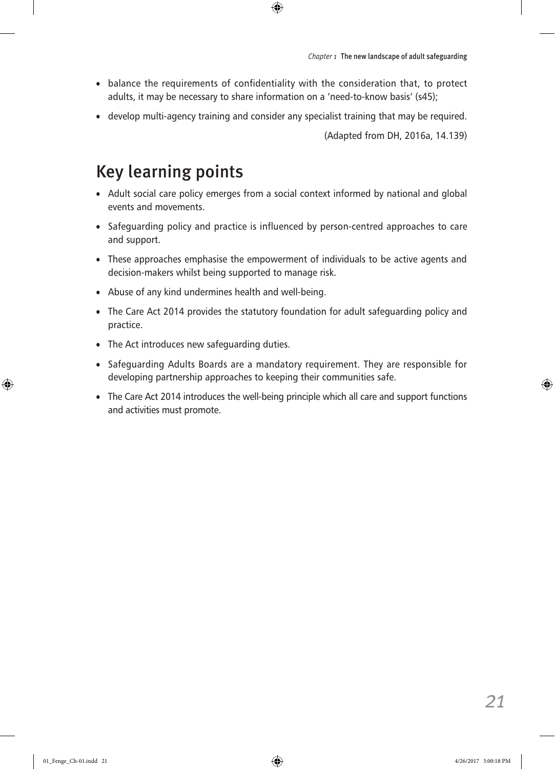- balance the requirements of confidentiality with the consideration that, to protect adults, it may be necessary to share information on a 'need-to-know basis' (s45);
- develop multi-agency training and consider any specialist training that may be required.

(Adapted from DH, 2016a, 14.139)

## Key learning points

- Adult social care policy emerges from a social context informed by national and global events and movements.
- Safeguarding policy and practice is influenced by person-centred approaches to care and support.
- These approaches emphasise the empowerment of individuals to be active agents and decision-makers whilst being supported to manage risk.
- Abuse of any kind undermines health and well-being.
- The Care Act 2014 provides the statutory foundation for adult safeguarding policy and practice.
- The Act introduces new safeguarding duties.
- Safeguarding Adults Boards are a mandatory requirement. They are responsible for developing partnership approaches to keeping their communities safe.
- The Care Act 2014 introduces the well-being principle which all care and support functions and activities must promote.